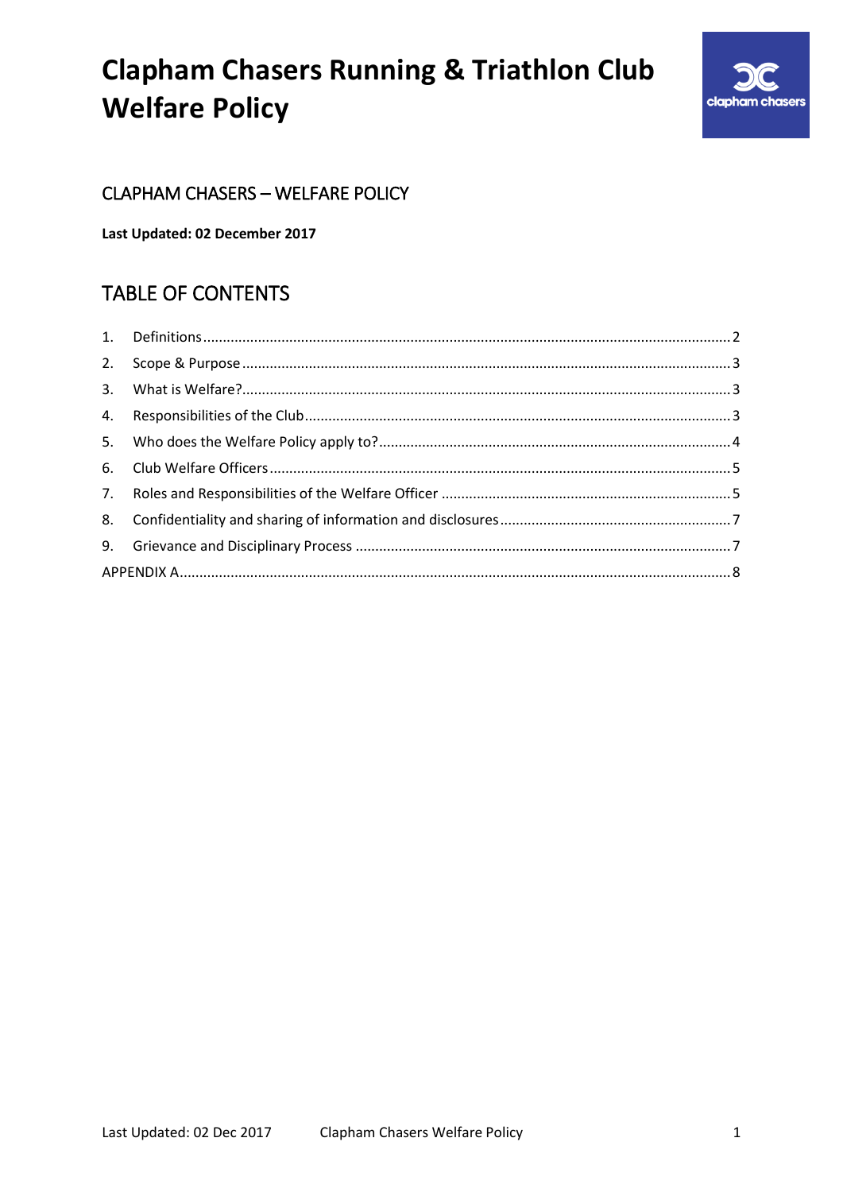# Clapham Chasers Running & Triathlon Club Welfare Policy

## CLAPHAM CHASERS – WELFARE POLICY

**Last Updated: 02 December 2017**

## TABLE OF CONTENTS

1. Definitions ..... 2
2. Scope & Purpose ..... 3
3. What is Welfare? ..... 3
4. Responsibilities of the Club ..... 3
5. Who does the Welfare Policy apply to? ..... 4
6. Club Welfare Officers ..... 5
7. Roles and Responsibilities of the Welfare Officer ..... 5
8. Confidentiality and sharing of information and disclosures ..... 7
9. Grievance and Disciplinary Process ..... 7

APPENDIX A ..... 8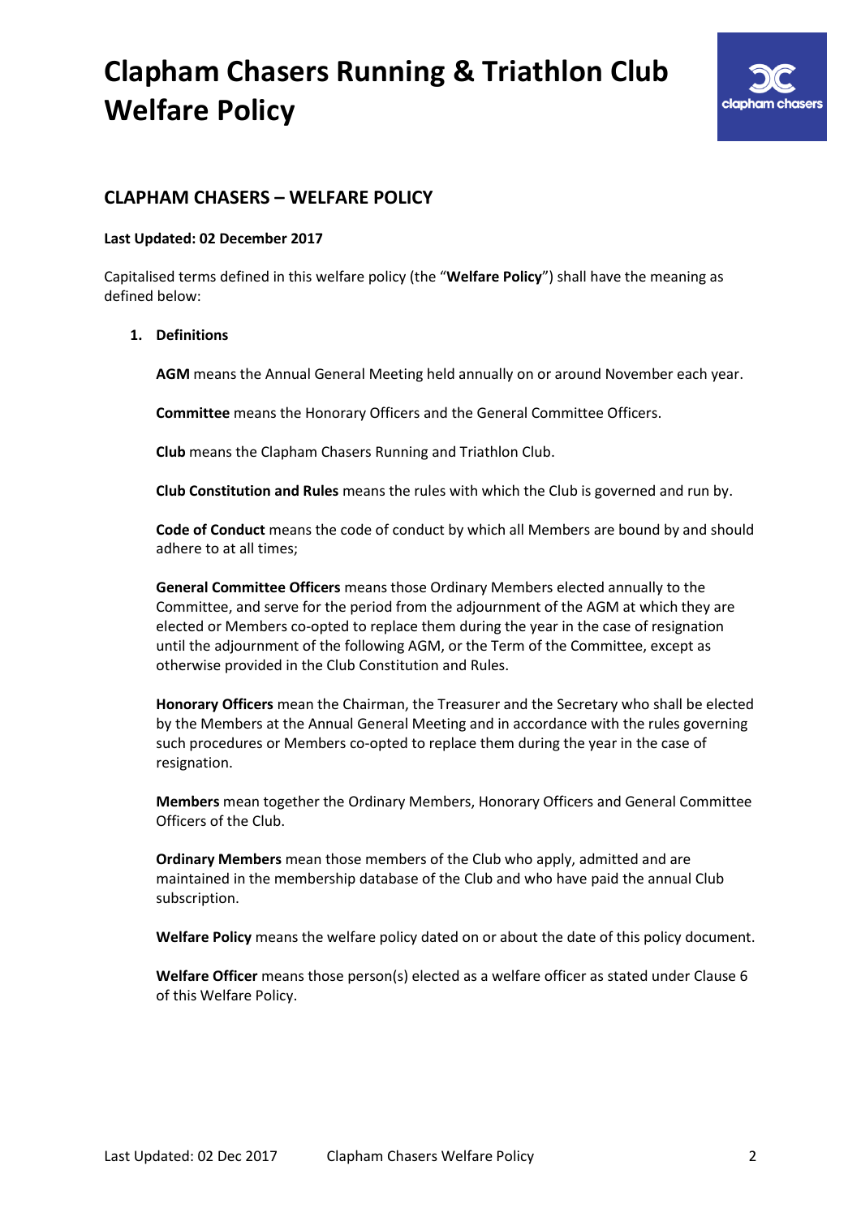# Clapham Chasers Running & Triathlon Club Welfare Policy

## CLAPHAM CHASERS – WELFARE POLICY

**Last Updated: 02 December 2017**

Capitalised terms defined in this welfare policy (the "**Welfare Policy**") shall have the meaning as defined below:

1. **Definitions**

   **AGM** means the Annual General Meeting held annually on or around November each year.

   **Committee** means the Honorary Officers and the General Committee Officers.

   **Club** means the Clapham Chasers Running and Triathlon Club.

   **Club Constitution and Rules** means the rules with which the Club is governed and run by.

   **Code of Conduct** means the code of conduct by which all Members are bound by and should adhere to at all times;

   **General Committee Officers** means those Ordinary Members elected annually to the Committee, and serve for the period from the adjournment of the AGM at which they are elected or Members co-opted to replace them during the year in the case of resignation until the adjournment of the following AGM, or the Term of the Committee, except as otherwise provided in the Club Constitution and Rules.

   **Honorary Officers** mean the Chairman, the Treasurer and the Secretary who shall be elected by the Members at the Annual General Meeting and in accordance with the rules governing such procedures or Members co-opted to replace them during the year in the case of resignation.

   **Members** mean together the Ordinary Members, Honorary Officers and General Committee Officers of the Club.

   **Ordinary Members** mean those members of the Club who apply, admitted and are maintained in the membership database of the Club and who have paid the annual Club subscription.

   **Welfare Policy** means the welfare policy dated on or about the date of this policy document.

   **Welfare Officer** means those person(s) elected as a welfare officer as stated under Clause 6 of this Welfare Policy.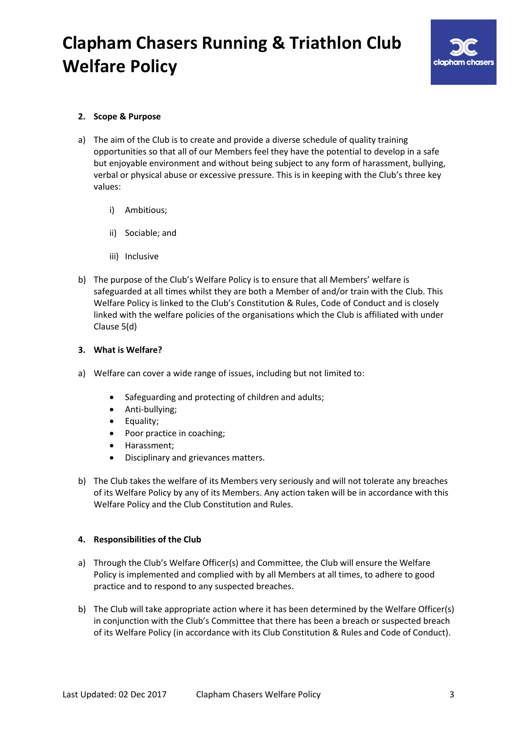# Clapham Chasers Running & Triathlon Club Welfare Policy

## 2. Scope & Purpose

a) The aim of the Club is to create and provide a diverse schedule of quality training opportunities so that all of our Members feel they have the potential to develop in a safe but enjoyable environment and without being subject to any form of harassment, bullying, verbal or physical abuse or excessive pressure. This is in keeping with the Club's three key values:

   i) Ambitious;

   ii) Sociable; and

   iii) Inclusive

b) The purpose of the Club's Welfare Policy is to ensure that all Members' welfare is safeguarded at all times whilst they are both a Member of and/or train with the Club. This Welfare Policy is linked to the Club's Constitution & Rules, Code of Conduct and is closely linked with the welfare policies of the organisations which the Club is affiliated with under Clause 5(d)

## 3. What is Welfare?

a) Welfare can cover a wide range of issues, including but not limited to:

- Safeguarding and protecting of children and adults;
- Anti-bullying;
- Equality;
- Poor practice in coaching;
- Harassment;
- Disciplinary and grievances matters.

b) The Club takes the welfare of its Members very seriously and will not tolerate any breaches of its Welfare Policy by any of its Members. Any action taken will be in accordance with this Welfare Policy and the Club Constitution and Rules.

## 4. Responsibilities of the Club

a) Through the Club's Welfare Officer(s) and Committee, the Club will ensure the Welfare Policy is implemented and complied with by all Members at all times, to adhere to good practice and to respond to any suspected breaches.

b) The Club will take appropriate action where it has been determined by the Welfare Officer(s) in conjunction with the Club's Committee that there has been a breach or suspected breach of its Welfare Policy (in accordance with its Club Constitution & Rules and Code of Conduct).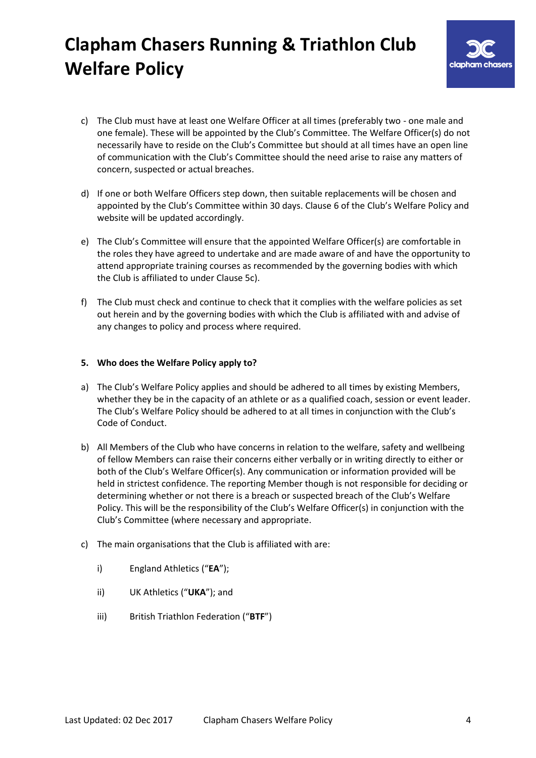c) The Club must have at least one Welfare Officer at all times (preferably two - one male and one female). These will be appointed by the Club's Committee. The Welfare Officer(s) do not necessarily have to reside on the Club's Committee but should at all times have an open line of communication with the Club's Committee should the need arise to raise any matters of concern, suspected or actual breaches.

d) If one or both Welfare Officers step down, then suitable replacements will be chosen and appointed by the Club's Committee within 30 days. Clause 6 of the Club's Welfare Policy and website will be updated accordingly.

e) The Club's Committee will ensure that the appointed Welfare Officer(s) are comfortable in the roles they have agreed to undertake and are made aware of and have the opportunity to attend appropriate training courses as recommended by the governing bodies with which the Club is affiliated to under Clause 5c).

f) The Club must check and continue to check that it complies with the welfare policies as set out herein and by the governing bodies with which the Club is affiliated with and advise of any changes to policy and process where required.

**5. Who does the Welfare Policy apply to?**

a) The Club's Welfare Policy applies and should be adhered to all times by existing Members, whether they be in the capacity of an athlete or as a qualified coach, session or event leader. The Club's Welfare Policy should be adhered to at all times in conjunction with the Club's Code of Conduct.

b) All Members of the Club who have concerns in relation to the welfare, safety and wellbeing of fellow Members can raise their concerns either verbally or in writing directly to either or both of the Club's Welfare Officer(s). Any communication or information provided will be held in strictest confidence. The reporting Member though is not responsible for deciding or determining whether or not there is a breach or suspected breach of the Club's Welfare Policy. This will be the responsibility of the Club's Welfare Officer(s) in conjunction with the Club's Committee (where necessary and appropriate.

c) The main organisations that the Club is affiliated with are:

   i) England Athletics ("**EA**");

   ii) UK Athletics ("**UKA**"); and

   iii) British Triathlon Federation ("**BTF**")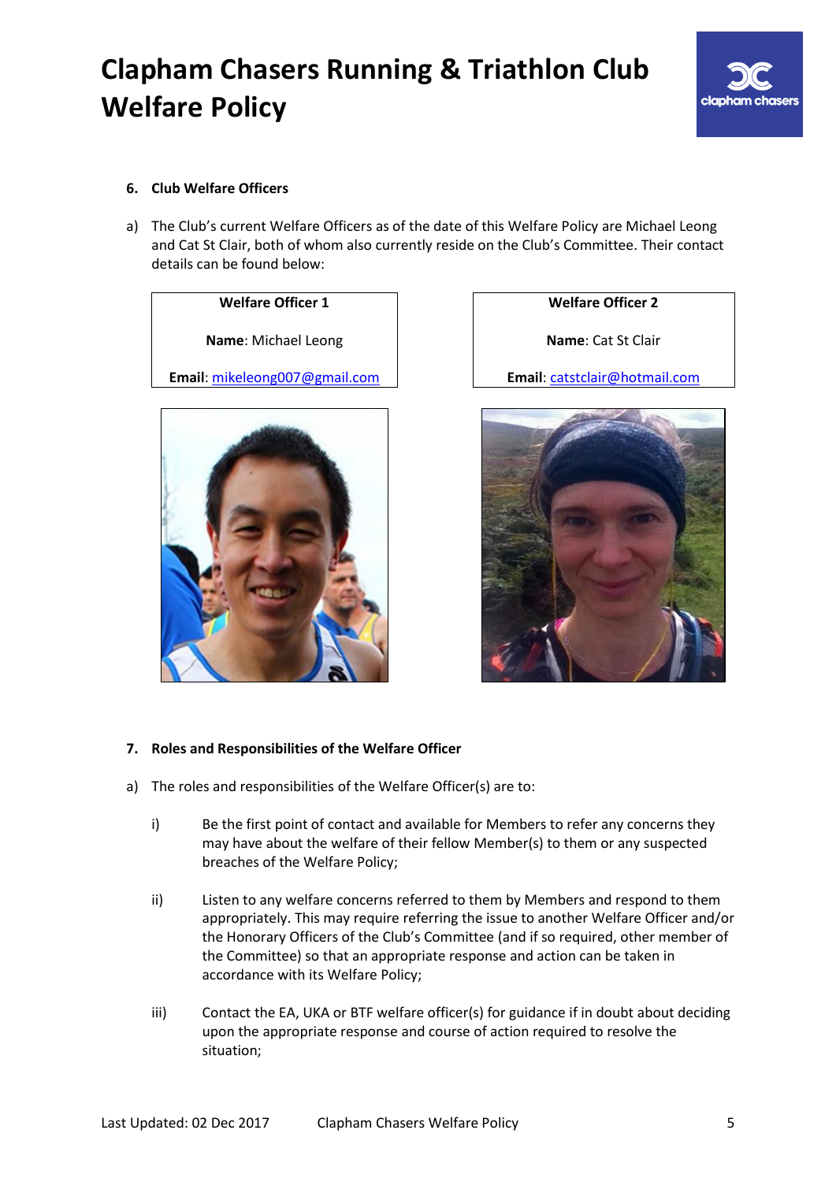### 6. Club Welfare Officers

a) The Club's current Welfare Officers as of the date of this Welfare Policy are Michael Leong and Cat St Clair, both of whom also currently reside on the Club's Committee. Their contact details can be found below:

| Welfare Officer 1 | Welfare Officer 2 |
| --- | --- |
| **Name**: Michael Leong | **Name**: Cat St Clair |
| **Email**: mikeleong007@gmail.com | **Email**: catstclair@hotmail.com |

### 7. Roles and Responsibilities of the Welfare Officer

a) The roles and responsibilities of the Welfare Officer(s) are to:

i) Be the first point of contact and available for Members to refer any concerns they may have about the welfare of their fellow Member(s) to them or any suspected breaches of the Welfare Policy;

ii) Listen to any welfare concerns referred to them by Members and respond to them appropriately. This may require referring the issue to another Welfare Officer and/or the Honorary Officers of the Club's Committee (and if so required, other member of the Committee) so that an appropriate response and action can be taken in accordance with its Welfare Policy;

iii) Contact the EA, UKA or BTF welfare officer(s) for guidance if in doubt about deciding upon the appropriate response and course of action required to resolve the situation;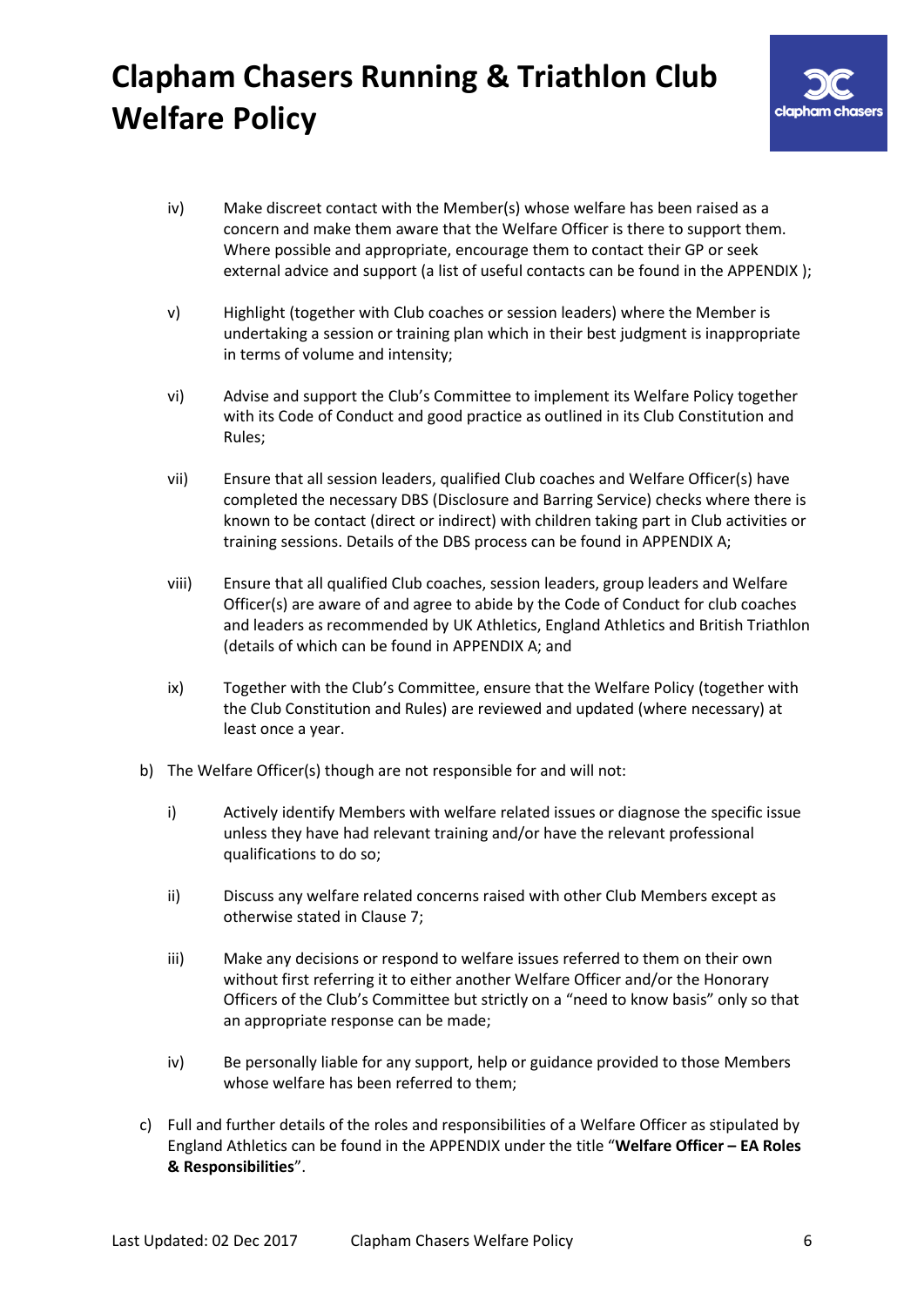iv) Make discreet contact with the Member(s) whose welfare has been raised as a concern and make them aware that the Welfare Officer is there to support them. Where possible and appropriate, encourage them to contact their GP or seek external advice and support (a list of useful contacts can be found in the APPENDIX );

v) Highlight (together with Club coaches or session leaders) where the Member is undertaking a session or training plan which in their best judgment is inappropriate in terms of volume and intensity;

vi) Advise and support the Club's Committee to implement its Welfare Policy together with its Code of Conduct and good practice as outlined in its Club Constitution and Rules;

vii) Ensure that all session leaders, qualified Club coaches and Welfare Officer(s) have completed the necessary DBS (Disclosure and Barring Service) checks where there is known to be contact (direct or indirect) with children taking part in Club activities or training sessions. Details of the DBS process can be found in APPENDIX A;

viii) Ensure that all qualified Club coaches, session leaders, group leaders and Welfare Officer(s) are aware of and agree to abide by the Code of Conduct for club coaches and leaders as recommended by UK Athletics, England Athletics and British Triathlon (details of which can be found in APPENDIX A; and

ix) Together with the Club's Committee, ensure that the Welfare Policy (together with the Club Constitution and Rules) are reviewed and updated (where necessary) at least once a year.

b) The Welfare Officer(s) though are not responsible for and will not:

i) Actively identify Members with welfare related issues or diagnose the specific issue unless they have had relevant training and/or have the relevant professional qualifications to do so;

ii) Discuss any welfare related concerns raised with other Club Members except as otherwise stated in Clause 7;

iii) Make any decisions or respond to welfare issues referred to them on their own without first referring it to either another Welfare Officer and/or the Honorary Officers of the Club's Committee but strictly on a "need to know basis" only so that an appropriate response can be made;

iv) Be personally liable for any support, help or guidance provided to those Members whose welfare has been referred to them;

c) Full and further details of the roles and responsibilities of a Welfare Officer as stipulated by England Athletics can be found in the APPENDIX under the title "**Welfare Officer – EA Roles & Responsibilities**".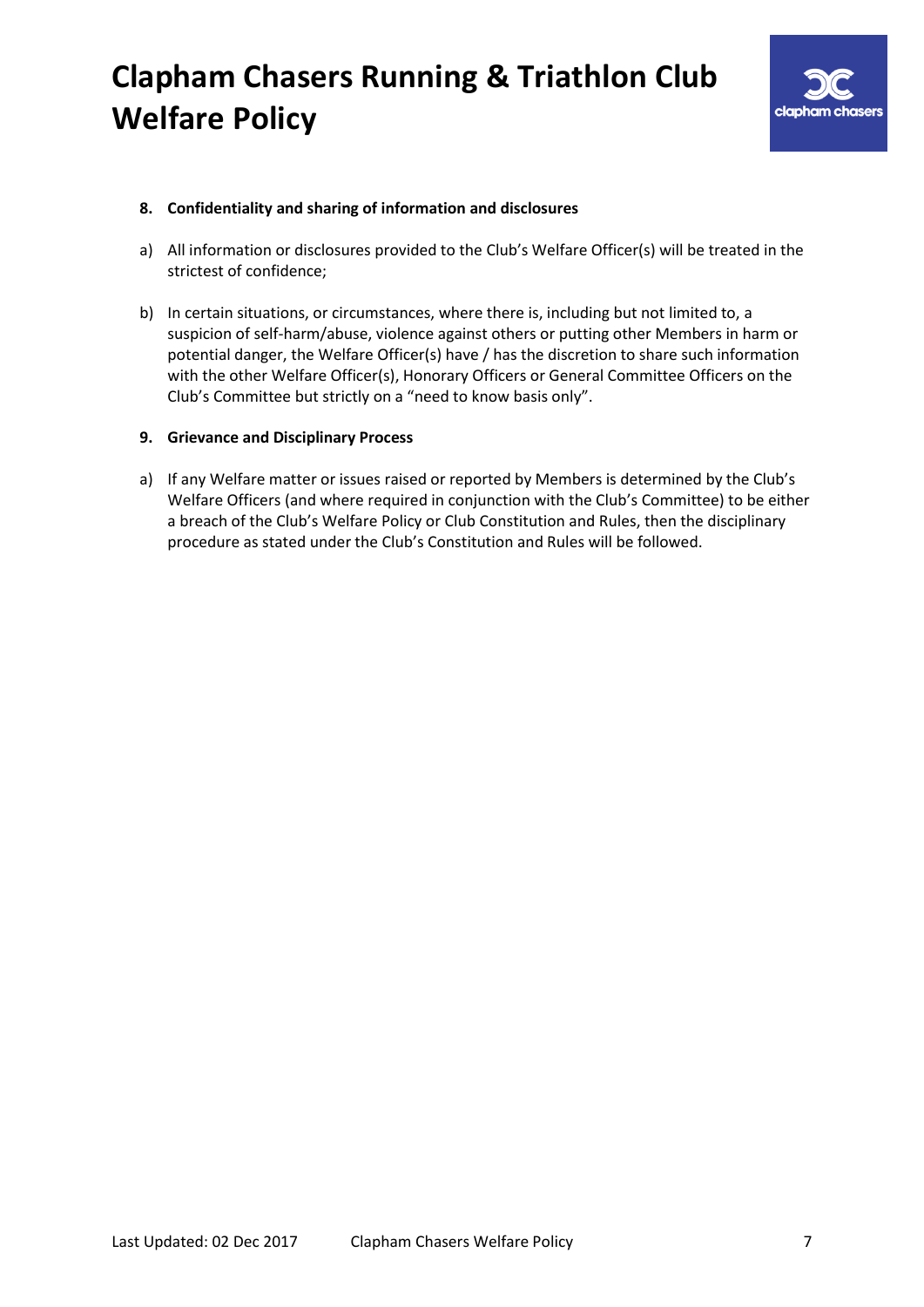### 8. Confidentiality and sharing of information and disclosures

a) All information or disclosures provided to the Club's Welfare Officer(s) will be treated in the strictest of confidence;

b) In certain situations, or circumstances, where there is, including but not limited to, a suspicion of self-harm/abuse, violence against others or putting other Members in harm or potential danger, the Welfare Officer(s) have / has the discretion to share such information with the other Welfare Officer(s), Honorary Officers or General Committee Officers on the Club's Committee but strictly on a "need to know basis only".

### 9. Grievance and Disciplinary Process

a) If any Welfare matter or issues raised or reported by Members is determined by the Club's Welfare Officers (and where required in conjunction with the Club's Committee) to be either a breach of the Club's Welfare Policy or Club Constitution and Rules, then the disciplinary procedure as stated under the Club's Constitution and Rules will be followed.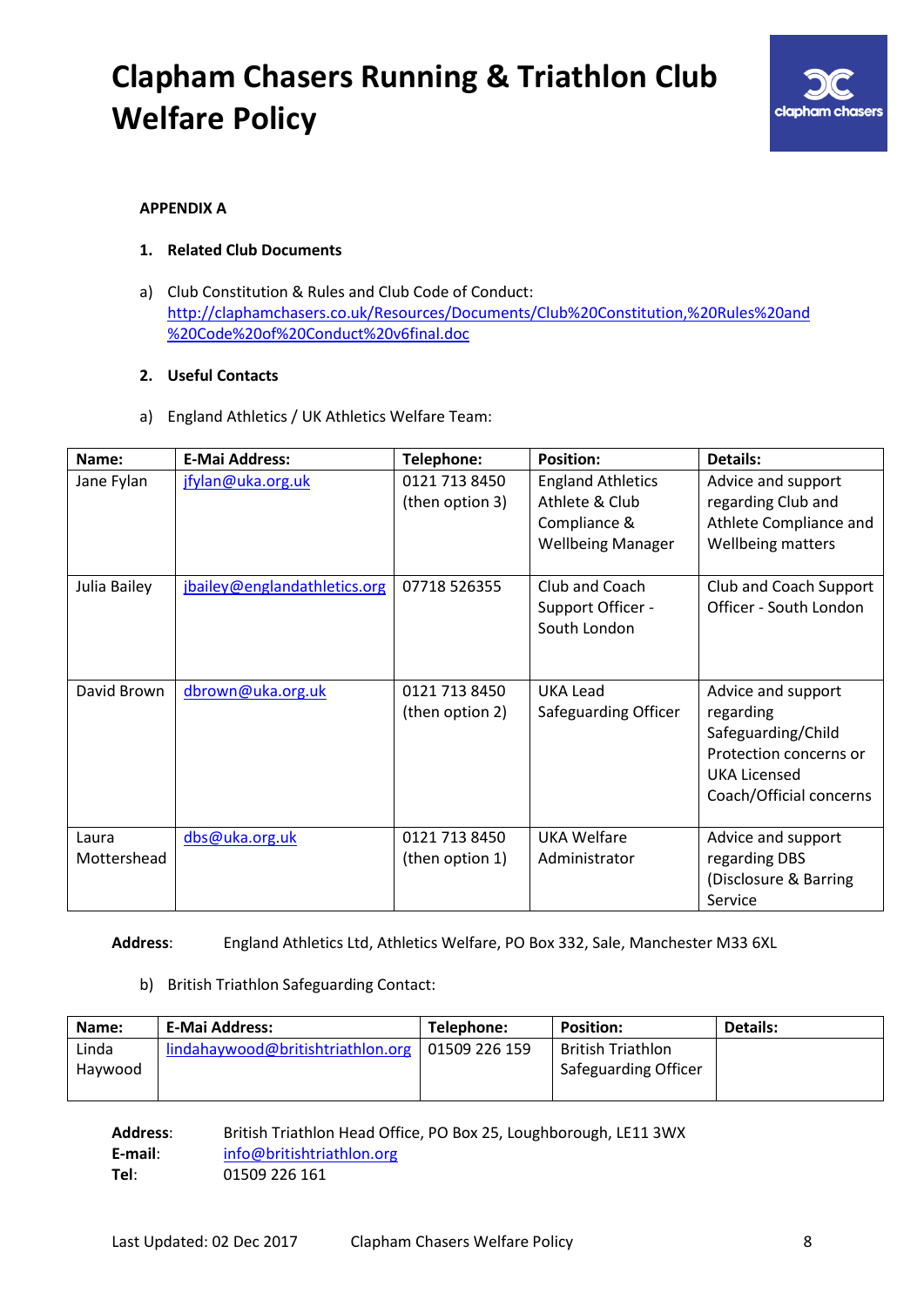# Clapham Chasers Running & Triathlon Club Welfare Policy

**APPENDIX A**

1. **Related Club Documents**

a) Club Constitution & Rules and Club Code of Conduct:
http://claphamchasers.co.uk/Resources/Documents/Club%20Constitution,%20Rules%20and%20Code%20of%20Conduct%20v6final.doc

2. **Useful Contacts**

a) England Athletics / UK Athletics Welfare Team:

| Name: | E-Mai Address: | Telephone: | Position: | Details: |
|---|---|---|---|---|
| Jane Fylan | jfylan@uka.org.uk | 0121 713 8450 (then option 3) | England Athletics Athlete & Club Compliance & Wellbeing Manager | Advice and support regarding Club and Athlete Compliance and Wellbeing matters |
| Julia Bailey | jbailey@englandathletics.org | 07718 526355 | Club and Coach Support Officer - South London | Club and Coach Support Officer - South London |
| David Brown | dbrown@uka.org.uk | 0121 713 8450 (then option 2) | UKA Lead Safeguarding Officer | Advice and support regarding Safeguarding/Child Protection concerns or UKA Licensed Coach/Official concerns |
| Laura Mottershead | dbs@uka.org.uk | 0121 713 8450 (then option 1) | UKA Welfare Administrator | Advice and support regarding DBS (Disclosure & Barring Service |

**Address**: England Athletics Ltd, Athletics Welfare, PO Box 332, Sale, Manchester M33 6XL

b) British Triathlon Safeguarding Contact:

| Name: | E-Mai Address: | Telephone: | Position: | Details: |
|---|---|---|---|---|
| Linda Haywood | lindahaywood@britishtriathlon.org | 01509 226 159 | British Triathlon Safeguarding Officer | |

**Address**: British Triathlon Head Office, PO Box 25, Loughborough, LE11 3WX
**E-mail**: info@britishtriathlon.org
**Tel**: 01509 226 161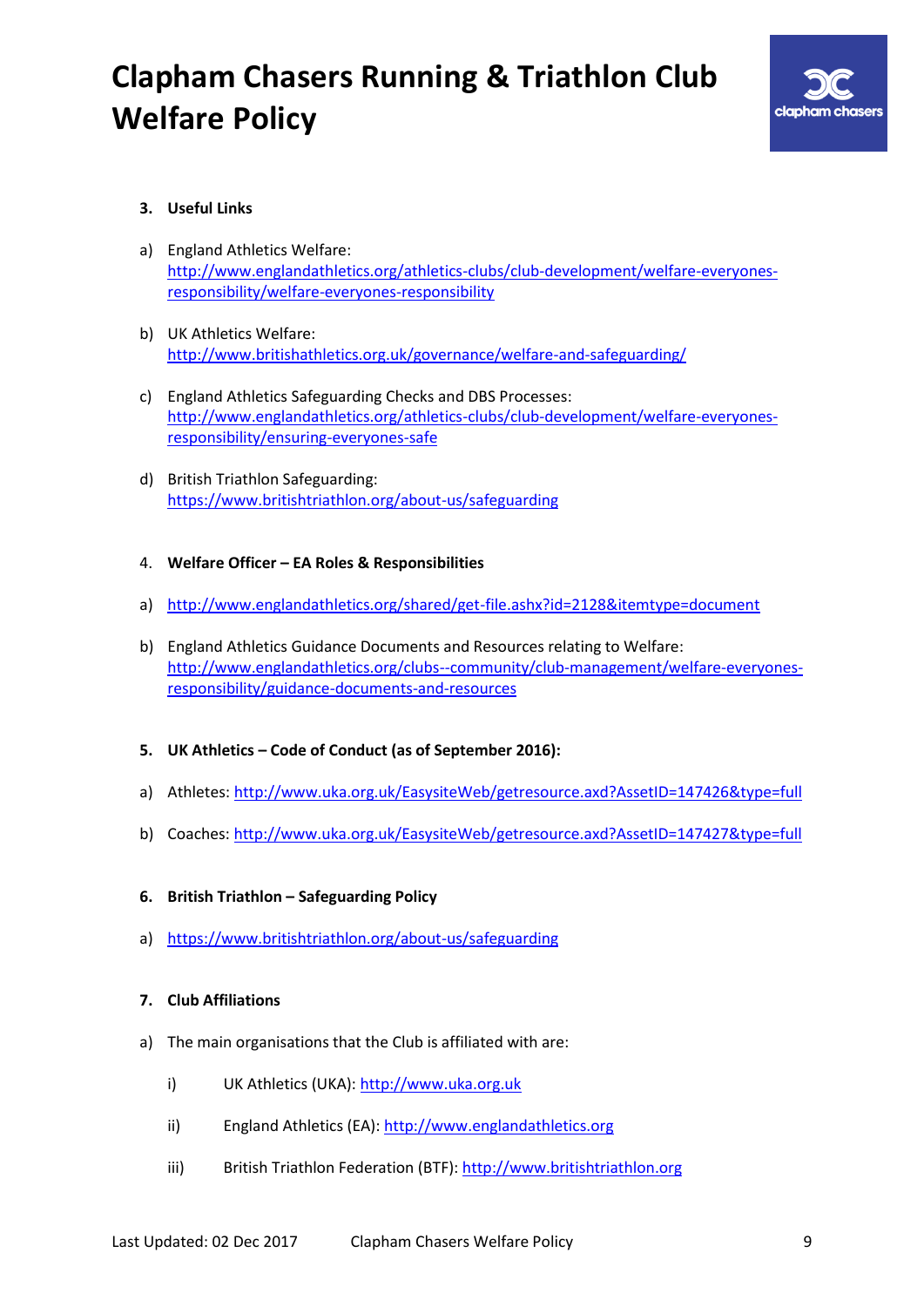### 3. Useful Links

a) England Athletics Welfare: http://www.englandathletics.org/athletics-clubs/club-development/welfare-everyones-responsibility/welfare-everyones-responsibility

b) UK Athletics Welfare: http://www.britishathletics.org.uk/governance/welfare-and-safeguarding/

c) England Athletics Safeguarding Checks and DBS Processes: http://www.englandathletics.org/athletics-clubs/club-development/welfare-everyones-responsibility/ensuring-everyones-safe

d) British Triathlon Safeguarding: https://www.britishtriathlon.org/about-us/safeguarding

### 4. Welfare Officer – EA Roles & Responsibilities

a) http://www.englandathletics.org/shared/get-file.ashx?id=2128&itemtype=document

b) England Athletics Guidance Documents and Resources relating to Welfare: http://www.englandathletics.org/clubs--community/club-management/welfare-everyones-responsibility/guidance-documents-and-resources

### 5. UK Athletics – Code of Conduct (as of September 2016):

a) Athletes: http://www.uka.org.uk/EasysiteWeb/getresource.axd?AssetID=147426&type=full

b) Coaches: http://www.uka.org.uk/EasysiteWeb/getresource.axd?AssetID=147427&type=full

### 6. British Triathlon – Safeguarding Policy

a) https://www.britishtriathlon.org/about-us/safeguarding

### 7. Club Affiliations

a) The main organisations that the Club is affiliated with are:

   i) UK Athletics (UKA): http://www.uka.org.uk

   ii) England Athletics (EA): http://www.englandathletics.org

   iii) British Triathlon Federation (BTF): http://www.britishtriathlon.org